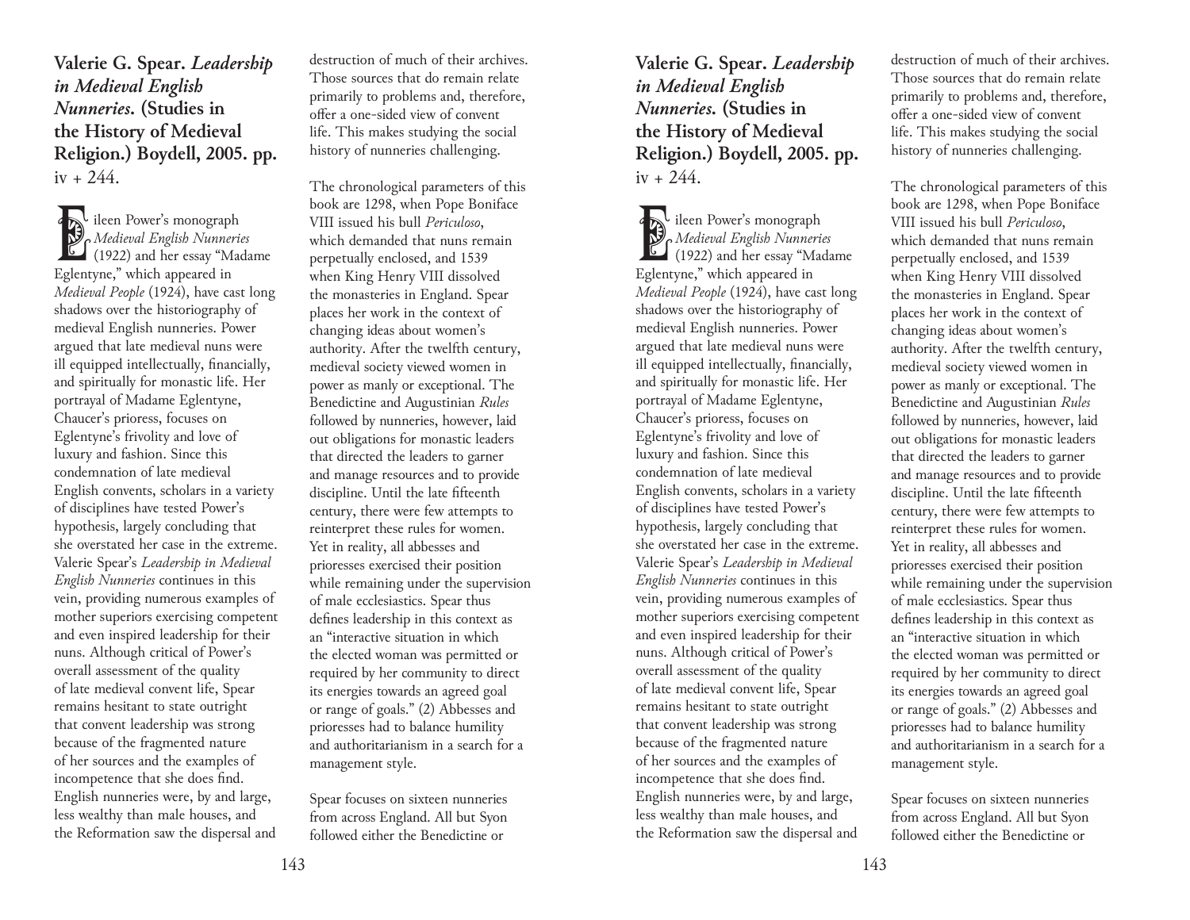**Valerie G. Spear. *Leadership in Medieval English Nunneries.* (Studies in the History of Medieval Religion.) Boydell, 2005. pp.** iv + 244.

Eileen Power's monograph *Medieval English Nunneries* (1922) and her essay "Madame Eglentyne," which appeared in *Medieval People* (1924), have cast long shadows over the historiography of medieval English nunneries. Power argued that late medieval nuns were ill equipped intellectually, financially, and spiritually for monastic life. Her portrayal of Madame Eglentyne, Chaucer's prioress, focuses on Eglentyne's frivolity and love of luxury and fashion. Since this condemnation of late medieval English convents, scholars in a variety of disciplines have tested Power's hypothesis, largely concluding that she overstated her case in the extreme. Valerie Spear's *Leadership in Medieval English Nunneries* continues in this vein, providing numerous examples of mother superiors exercising competent and even inspired leadership for their nuns. Although critical of Power's overall assessment of the quality of late medieval convent life, Spear remains hesitant to state outright that convent leadership was strong because of the fragmented nature of her sources and the examples of incompetence that she does find. English nunneries were, by and large, less wealthy than male houses, and the Reformation saw the dispersal and destruction of much of their archives. Those sources that do remain relate primarily to problems and, therefore, offer a one-sided view of convent life. This makes studying the social history of nunneries challenging.

The chronological parameters of this book are 1298, when Pope Boniface VIII issued his bull *Periculoso*, which demanded that nuns remain perpetually enclosed, and 1539 when King Henry VIII dissolved the monasteries in England. Spear places her work in the context of changing ideas about women's authority. After the twelfth century, medieval society viewed women in power as manly or exceptional. The Benedictine and Augustinian *Rules* followed by nunneries, however, laid out obligations for monastic leaders that directed the leaders to garner and manage resources and to provide discipline. Until the late fifteenth century, there were few attempts to reinterpret these rules for women. Yet in reality, all abbesses and prioresses exercised their position while remaining under the supervision of male ecclesiastics. Spear thus defines leadership in this context as an "interactive situation in which the elected woman was permitted or required by her community to direct its energies towards an agreed goal or range of goals." (2) Abbesses and prioresses had to balance humility and authoritarianism in a search for a management style.

Spear focuses on sixteen nunneries from across England. All but Syon followed either the Benedictine or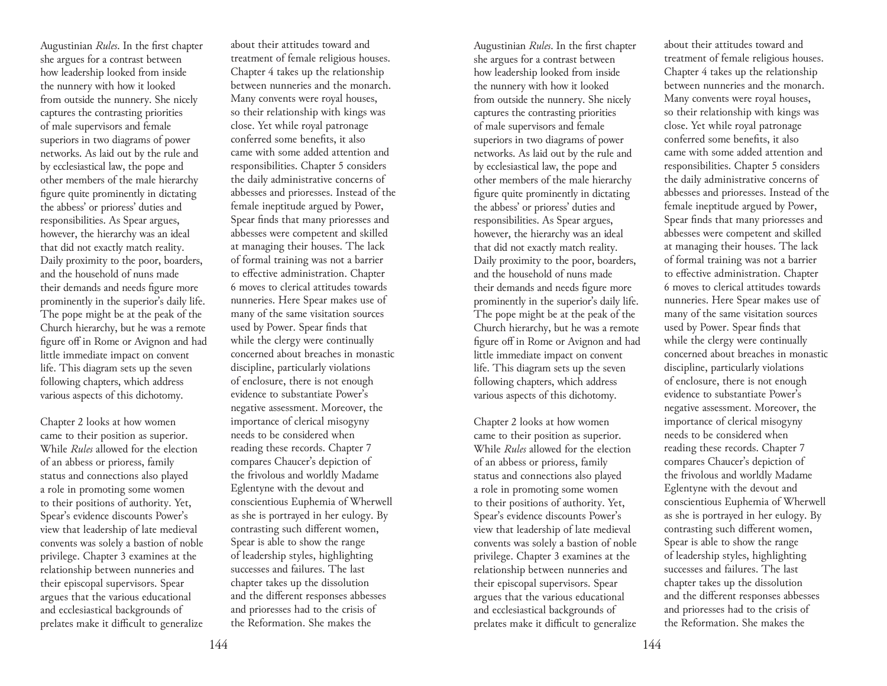Augustinian *Rules*. In the first chapter she argues for a contrast between how leadership looked from inside the nunnery with how it looked from outside the nunnery. She nicely captures the contrasting priorities of male supervisors and female superiors in two diagrams of power networks. As laid out by the rule and by ecclesiastical law, the pope and other members of the male hierarchy figure quite prominently in dictating the abbess' or prioress' duties and responsibilities. As Spear argues, however, the hierarchy was an ideal that did not exactly match reality. Daily proximity to the poor, boarders, and the household of nuns made their demands and needs figure more prominently in the superior's daily life. The pope might be at the peak of the Church hierarchy, but he was a remote figure off in Rome or Avignon and had little immediate impact on convent life. This diagram sets up the seven following chapters, which address various aspects of this dichotomy.

Chapter 2 looks at how women came to their position as superior. While *Rules* allowed for the election of an abbess or prioress, family status and connections also played a role in promoting some women to their positions of authority. Yet, Spear's evidence discounts Power's view that leadership of late medieval convents was solely a bastion of noble privilege. Chapter 3 examines at the relationship between nunneries and their episcopal supervisors. Spear argues that the various educational and ecclesiastical backgrounds of prelates make it difficult to generalize about their attitudes toward and treatment of female religious houses. Chapter 4 takes up the relationship between nunneries and the monarch. Many convents were royal houses, so their relationship with kings was close. Yet while royal patronage conferred some benefits, it also came with some added attention and responsibilities. Chapter 5 considers the daily administrative concerns of abbesses and prioresses. Instead of the female ineptitude argued by Power, Spear finds that many prioresses and abbesses were competent and skilled at managing their houses. The lack of formal training was not a barrier to effective administration. Chapter 6 moves to clerical attitudes towards nunneries. Here Spear makes use of many of the same visitation sources used by Power. Spear finds that while the clergy were continually concerned about breaches in monastic discipline, particularly violations of enclosure, there is not enough evidence to substantiate Power's negative assessment. Moreover, the importance of clerical misogyny needs to be considered when reading these records. Chapter 7 compares Chaucer's depiction of the frivolous and worldly Madame Eglentyne with the devout and conscientious Euphemia of Wherwell as she is portrayed in her eulogy. By contrasting such different women, Spear is able to show the range of leadership styles, highlighting successes and failures. The last chapter takes up the dissolution and the different responses abbesses and prioresses had to the crisis of the Reformation. She makes the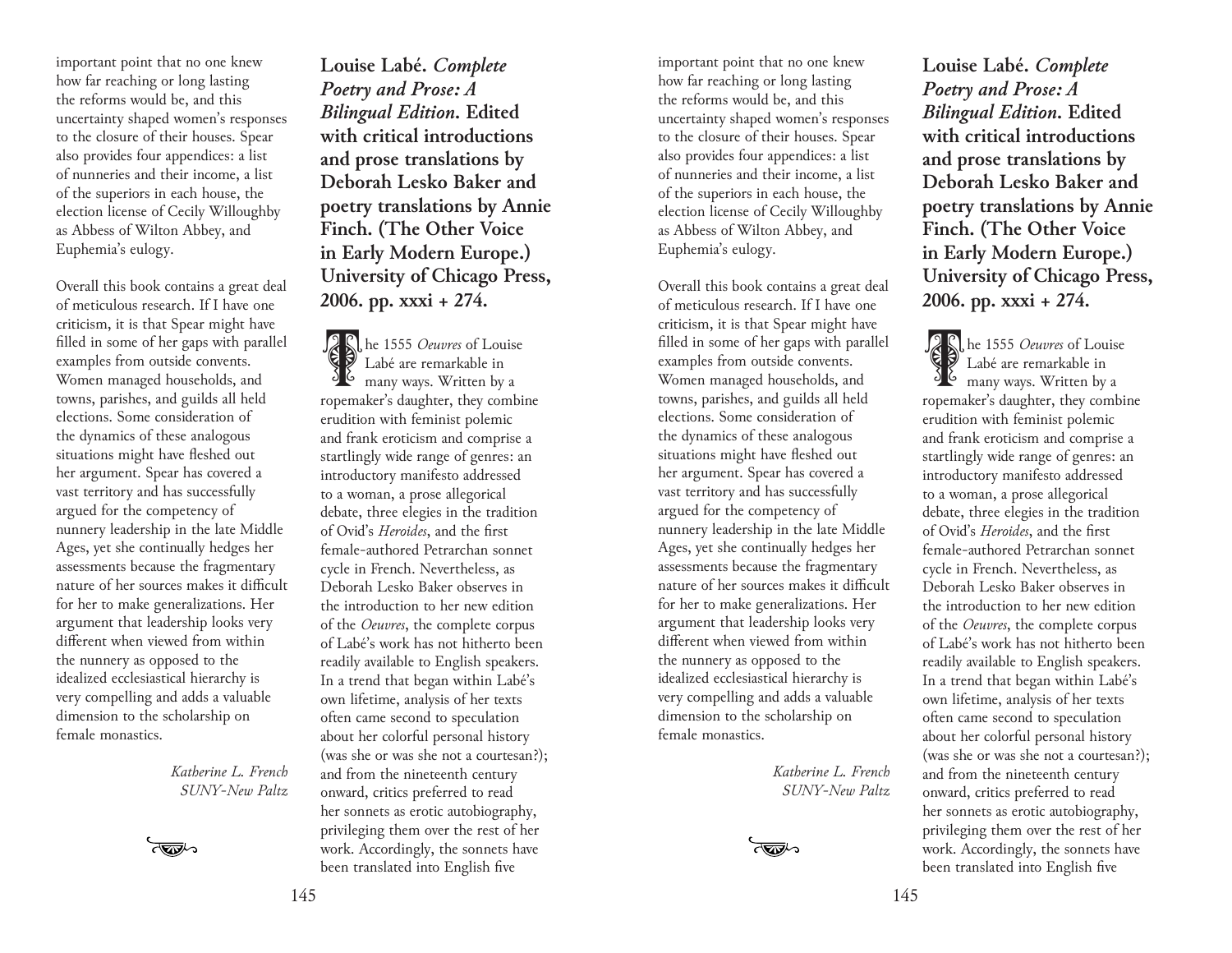important point that no one knew how far reaching or long lasting the reforms would be, and this uncertainty shaped women's responses to the closure of their houses. Spear also provides four appendices: a list of nunneries and their income, a list of the superiors in each house, the election license of Cecily Willoughby as Abbess of Wilton Abbey, and Euphemia's eulogy.

Overall this book contains a great deal of meticulous research. If I have one criticism, it is that Spear might have filled in some of her gaps with parallel examples from outside convents. Women managed households, and towns, parishes, and guilds all held elections. Some consideration of the dynamics of these analogous situations might have fleshed out her argument. Spear has covered a vast territory and has successfully argued for the competency of nunnery leadership in the late Middle Ages, yet she continually hedges her assessments because the fragmentary nature of her sources makes it difficult for her to make generalizations. Her argument that leadership looks very different when viewed from within the nunnery as opposed to the idealized ecclesiastical hierarchy is very compelling and adds a valuable dimension to the scholarship on female monastics.

*Katherine L. French*
*SUNY-New Paltz*

**Louise Labé. *Complete Poetry and Prose: A Bilingual Edition.* Edited with critical introductions and prose translations by Deborah Lesko Baker and poetry translations by Annie Finch. (The Other Voice in Early Modern Europe.) University of Chicago Press, 2006. pp. xxxi + 274.**

The 1555 *Oeuvres* of Louise Labé are remarkable in many ways. Written by a ropemaker's daughter, they combine erudition with feminist polemic and frank eroticism and comprise a startlingly wide range of genres: an introductory manifesto addressed to a woman, a prose allegorical debate, three elegies in the tradition of Ovid's *Heroides*, and the first female-authored Petrarchan sonnet cycle in French. Nevertheless, as Deborah Lesko Baker observes in the introduction to her new edition of the *Oeuvres*, the complete corpus of Labé's work has not hitherto been readily available to English speakers. In a trend that began within Labé's own lifetime, analysis of her texts often came second to speculation about her colorful personal history (was she or was she not a courtesan?); and from the nineteenth century onward, critics preferred to read her sonnets as erotic autobiography, privileging them over the rest of her work. Accordingly, the sonnets have been translated into English five